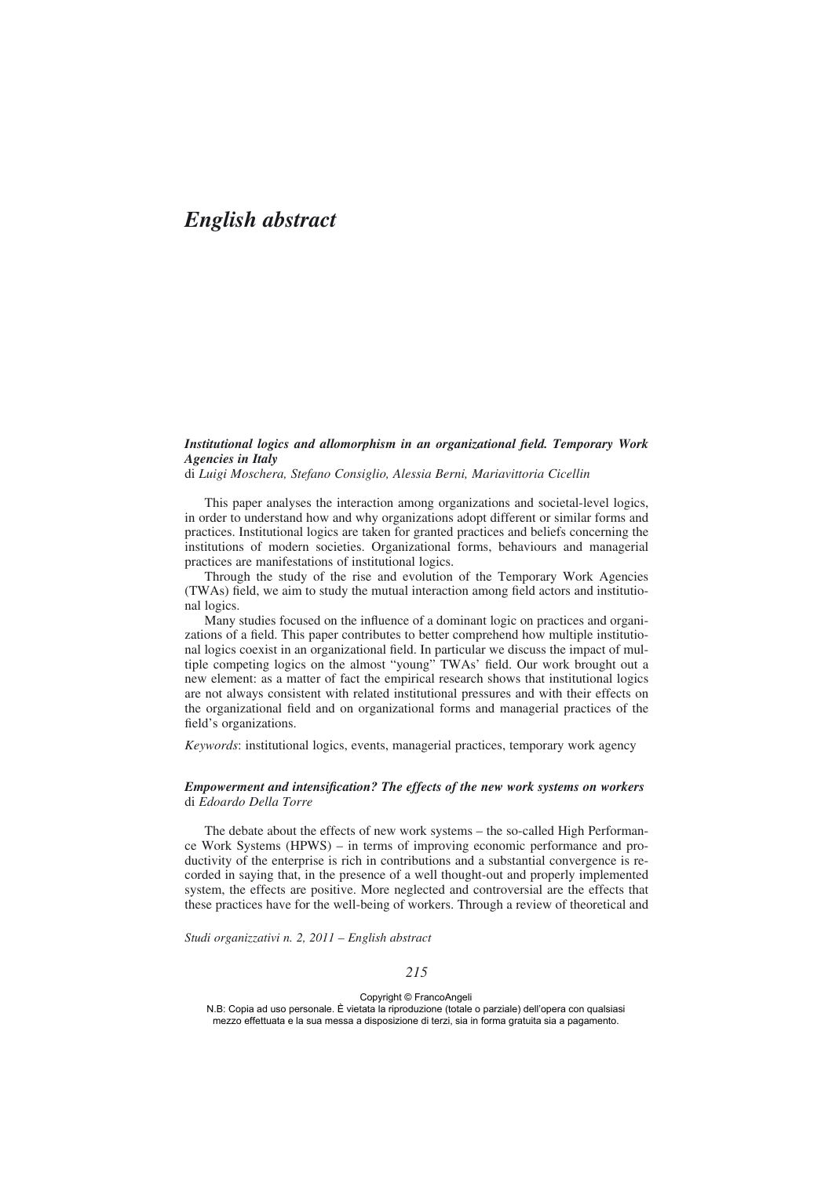# *English abstract*

***Institutional logics and allomorphism in an organizational field. Temporary Work Agencies in Italy***

di *Luigi Moschera, Stefano Consiglio, Alessia Berni, Mariavittoria Cicellin*

This paper analyses the interaction among organizations and societal-level logics, in order to understand how and why organizations adopt different or similar forms and practices. Institutional logics are taken for granted practices and beliefs concerning the institutions of modern societies. Organizational forms, behaviours and managerial practices are manifestations of institutional logics.

Through the study of the rise and evolution of the Temporary Work Agencies (TWAs) field, we aim to study the mutual interaction among field actors and institutional logics.

Many studies focused on the influence of a dominant logic on practices and organizations of a field. This paper contributes to better comprehend how multiple institutional logics coexist in an organizational field. In particular we discuss the impact of multiple competing logics on the almost "young" TWAs' field. Our work brought out a new element: as a matter of fact the empirical research shows that institutional logics are not always consistent with related institutional pressures and with their effects on the organizational field and on organizational forms and managerial practices of the field's organizations.

*Keywords*: institutional logics, events, managerial practices, temporary work agency

***Empowerment and intensification? The effects of the new work systems on workers***

di *Edoardo Della Torre*

The debate about the effects of new work systems – the so-called High Performance Work Systems (HPWS) – in terms of improving economic performance and productivity of the enterprise is rich in contributions and a substantial convergence is recorded in saying that, in the presence of a well thought-out and properly implemented system, the effects are positive. More neglected and controversial are the effects that these practices have for the well-being of workers. Through a review of theoretical and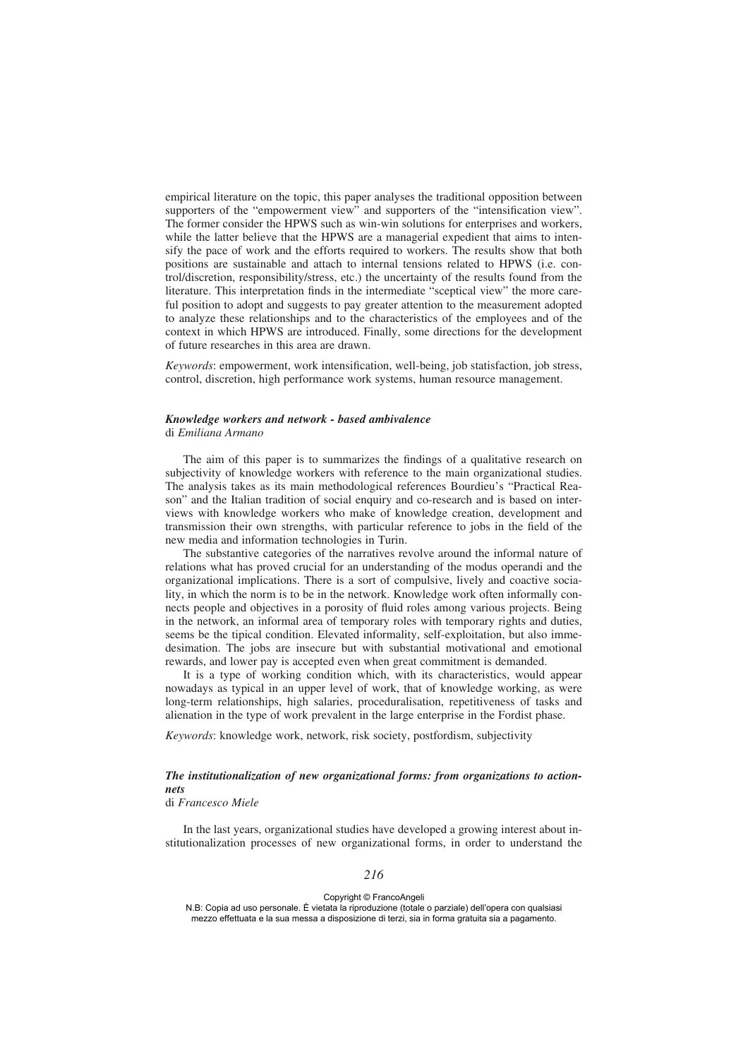empirical literature on the topic, this paper analyses the traditional opposition between supporters of the "empowerment view" and supporters of the "intensification view". The former consider the HPWS such as win-win solutions for enterprises and workers, while the latter believe that the HPWS are a managerial expedient that aims to intensify the pace of work and the efforts required to workers. The results show that both positions are sustainable and attach to internal tensions related to HPWS (i.e. control/discretion, responsibility/stress, etc.) the uncertainty of the results found from the literature. This interpretation finds in the intermediate "sceptical view" the more careful position to adopt and suggests to pay greater attention to the measurement adopted to analyze these relationships and to the characteristics of the employees and of the context in which HPWS are introduced. Finally, some directions for the development of future researches in this area are drawn.

*Keywords*: empowerment, work intensification, well-being, job satisfaction, job stress, control, discretion, high performance work systems, human resource management.

### *Knowledge workers and network - based ambivalence*
di *Emiliana Armano*

The aim of this paper is to summarizes the findings of a qualitative research on subjectivity of knowledge workers with reference to the main organizational studies. The analysis takes as its main methodological references Bourdieu's "Practical Reason" and the Italian tradition of social enquiry and co-research and is based on interviews with knowledge workers who make of knowledge creation, development and transmission their own strengths, with particular reference to jobs in the field of the new media and information technologies in Turin.

The substantive categories of the narratives revolve around the informal nature of relations what has proved crucial for an understanding of the modus operandi and the organizational implications. There is a sort of compulsive, lively and coactive sociality, in which the norm is to be in the network. Knowledge work often informally connects people and objectives in a porosity of fluid roles among various projects. Being in the network, an informal area of temporary roles with temporary rights and duties, seems be the tipical condition. Elevated informality, self-exploitation, but also immedesimation. The jobs are insecure but with substantial motivational and emotional rewards, and lower pay is accepted even when great commitment is demanded.

It is a type of working condition which, with its characteristics, would appear nowadays as typical in an upper level of work, that of knowledge working, as were long-term relationships, high salaries, proceduralisation, repetitiveness of tasks and alienation in the type of work prevalent in the large enterprise in the Fordist phase.

*Keywords*: knowledge work, network, risk society, postfordism, subjectivity

### *The institutionalization of new organizational forms: from organizations to action-nets*
di *Francesco Miele*

In the last years, organizational studies have developed a growing interest about institutionalization processes of new organizational forms, in order to understand the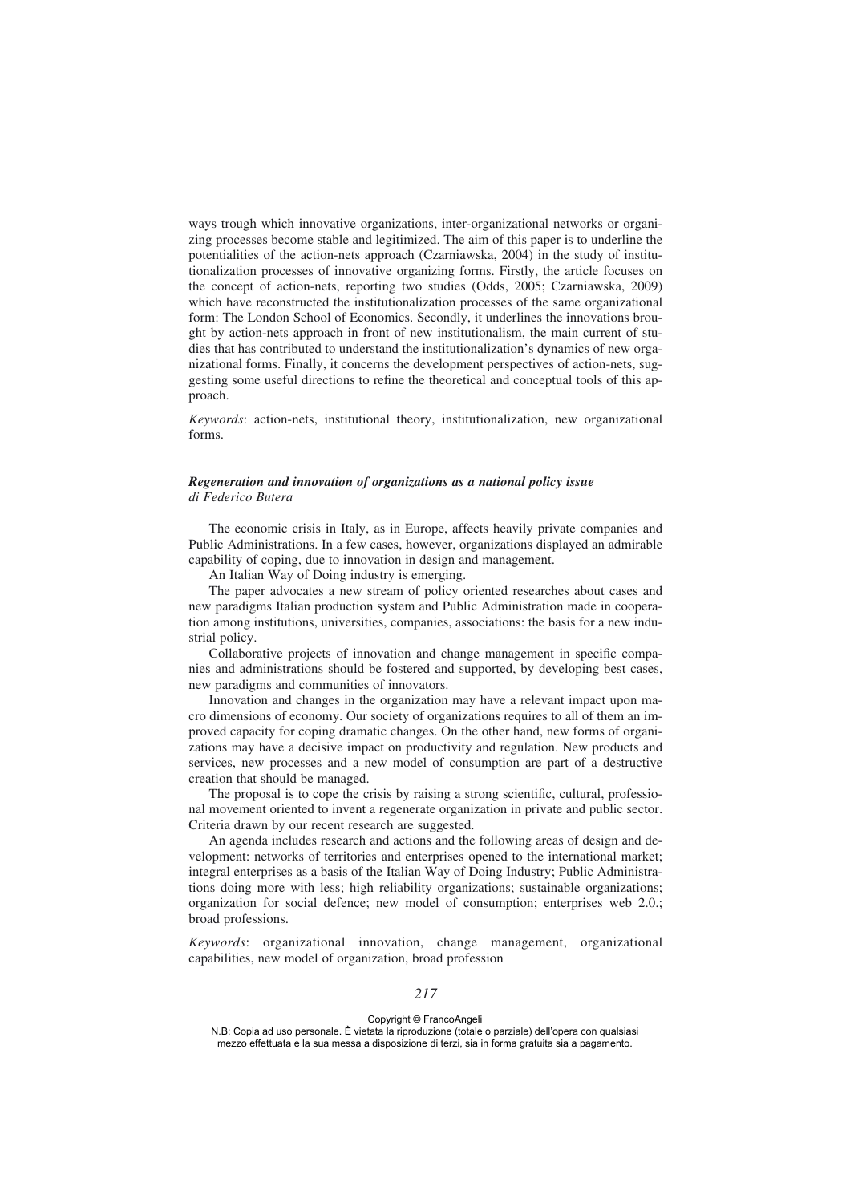ways trough which innovative organizations, inter-organizational networks or organizing processes become stable and legitimized. The aim of this paper is to underline the potentialities of the action-nets approach (Czarniawska, 2004) in the study of institutionalization processes of innovative organizing forms. Firstly, the article focuses on the concept of action-nets, reporting two studies (Odds, 2005; Czarniawska, 2009) which have reconstructed the institutionalization processes of the same organizational form: The London School of Economics. Secondly, it underlines the innovations brought by action-nets approach in front of new institutionalism, the main current of studies that has contributed to understand the institutionalization's dynamics of new organizational forms. Finally, it concerns the development perspectives of action-nets, suggesting some useful directions to refine the theoretical and conceptual tools of this approach.

*Keywords*: action-nets, institutional theory, institutionalization, new organizational forms.

### *Regeneration and innovation of organizations as a national policy issue*
*di Federico Butera*

The economic crisis in Italy, as in Europe, affects heavily private companies and Public Administrations. In a few cases, however, organizations displayed an admirable capability of coping, due to innovation in design and management.

An Italian Way of Doing industry is emerging.

The paper advocates a new stream of policy oriented researches about cases and new paradigms Italian production system and Public Administration made in cooperation among institutions, universities, companies, associations: the basis for a new industrial policy.

Collaborative projects of innovation and change management in specific companies and administrations should be fostered and supported, by developing best cases, new paradigms and communities of innovators.

Innovation and changes in the organization may have a relevant impact upon macro dimensions of economy. Our society of organizations requires to all of them an improved capacity for coping dramatic changes. On the other hand, new forms of organizations may have a decisive impact on productivity and regulation. New products and services, new processes and a new model of consumption are part of a destructive creation that should be managed.

The proposal is to cope the crisis by raising a strong scientific, cultural, professional movement oriented to invent a regenerate organization in private and public sector. Criteria drawn by our recent research are suggested.

An agenda includes research and actions and the following areas of design and development: networks of territories and enterprises opened to the international market; integral enterprises as a basis of the Italian Way of Doing Industry; Public Administrations doing more with less; high reliability organizations; sustainable organizations; organization for social defence; new model of consumption; enterprises web 2.0.; broad professions.

*Keywords*: organizational innovation, change management, organizational capabilities, new model of organization, broad profession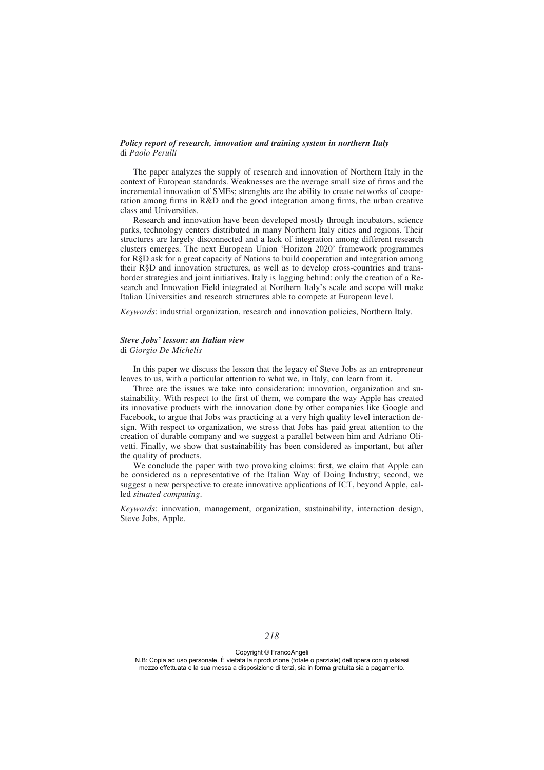***Policy report of research, innovation and training system in northern Italy***
di *Paolo Perulli*

The paper analyzes the supply of research and innovation of Northern Italy in the context of European standards. Weaknesses are the average small size of firms and the incremental innovation of SMEs; strenghts are the ability to create networks of cooperation among firms in R&D and the good integration among firms, the urban creative class and Universities.

Research and innovation have been developed mostly through incubators, science parks, technology centers distributed in many Northern Italy cities and regions. Their structures are largely disconnected and a lack of integration among different research clusters emerges. The next European Union 'Horizon 2020' framework programmes for R§D ask for a great capacity of Nations to build cooperation and integration among their R§D and innovation structures, as well as to develop cross-countries and trans-border strategies and joint initiatives. Italy is lagging behind: only the creation of a Research and Innovation Field integrated at Northern Italy's scale and scope will make Italian Universities and research structures able to compete at European level.

*Keywords*: industrial organization, research and innovation policies, Northern Italy.

***Steve Jobs' lesson: an Italian view***
di *Giorgio De Michelis*

In this paper we discuss the lesson that the legacy of Steve Jobs as an entrepreneur leaves to us, with a particular attention to what we, in Italy, can learn from it.

Three are the issues we take into consideration: innovation, organization and sustainability. With respect to the first of them, we compare the way Apple has created its innovative products with the innovation done by other companies like Google and Facebook, to argue that Jobs was practicing at a very high quality level interaction design. With respect to organization, we stress that Jobs has paid great attention to the creation of durable company and we suggest a parallel between him and Adriano Olivetti. Finally, we show that sustainability has been considered as important, but after the quality of products.

We conclude the paper with two provoking claims: first, we claim that Apple can be considered as a representative of the Italian Way of Doing Industry; second, we suggest a new perspective to create innovative applications of ICT, beyond Apple, called *situated computing*.

*Keywords*: innovation, management, organization, sustainability, interaction design, Steve Jobs, Apple.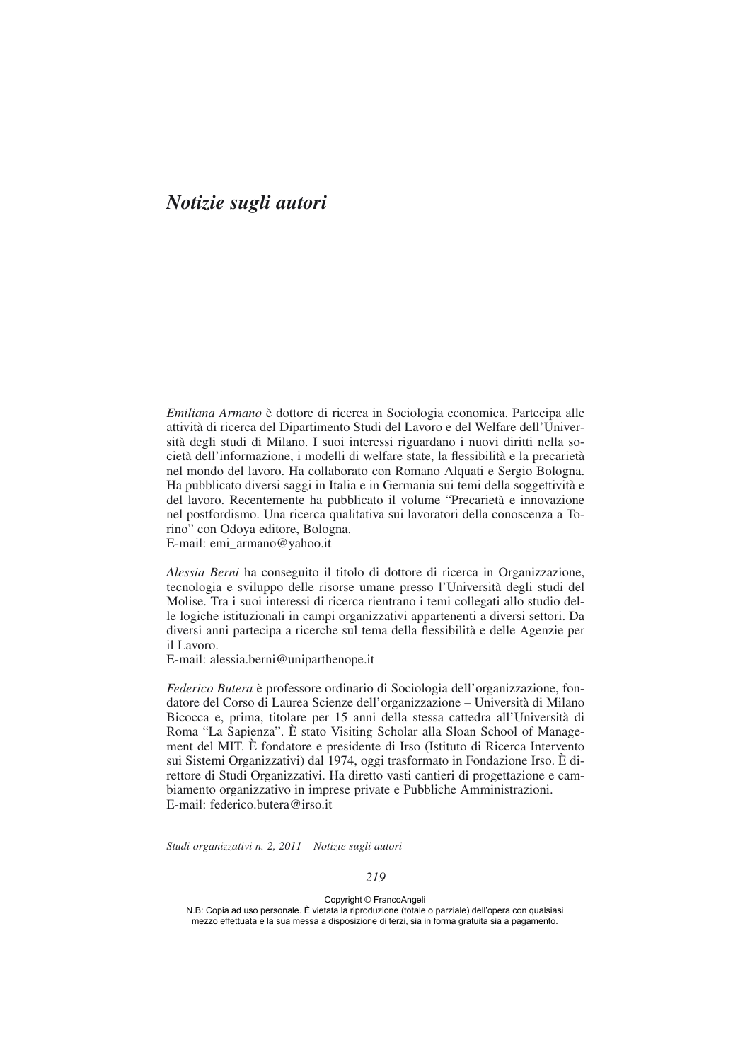# *Notizie sugli autori*

*Emiliana Armano* è dottore di ricerca in Sociologia economica. Partecipa alle attività di ricerca del Dipartimento Studi del Lavoro e del Welfare dell'Università degli studi di Milano. I suoi interessi riguardano i nuovi diritti nella società dell'informazione, i modelli di welfare state, la flessibilità e la precarietà nel mondo del lavoro. Ha collaborato con Romano Alquati e Sergio Bologna. Ha pubblicato diversi saggi in Italia e in Germania sui temi della soggettività e del lavoro. Recentemente ha pubblicato il volume "Precarietà e innovazione nel postfordismo. Una ricerca qualitativa sui lavoratori della conoscenza a Torino" con Odoya editore, Bologna.
E-mail: emi_armano@yahoo.it

*Alessia Berni* ha conseguito il titolo di dottore di ricerca in Organizzazione, tecnologia e sviluppo delle risorse umane presso l'Università degli studi del Molise. Tra i suoi interessi di ricerca rientrano i temi collegati allo studio delle logiche istituzionali in campi organizzativi appartenenti a diversi settori. Da diversi anni partecipa a ricerche sul tema della flessibilità e delle Agenzie per il Lavoro.
E-mail: alessia.berni@uniparthenope.it

*Federico Butera* è professore ordinario di Sociologia dell'organizzazione, fondatore del Corso di Laurea Scienze dell'organizzazione – Università di Milano Bicocca e, prima, titolare per 15 anni della stessa cattedra all'Università di Roma "La Sapienza". È stato Visiting Scholar alla Sloan School of Management del MIT. È fondatore e presidente di Irso (Istituto di Ricerca Intervento sui Sistemi Organizzativi) dal 1974, oggi trasformato in Fondazione Irso. È direttore di Studi Organizzativi. Ha diretto vasti cantieri di progettazione e cambiamento organizzativo in imprese private e Pubbliche Amministrazioni.
E-mail: federico.butera@irso.it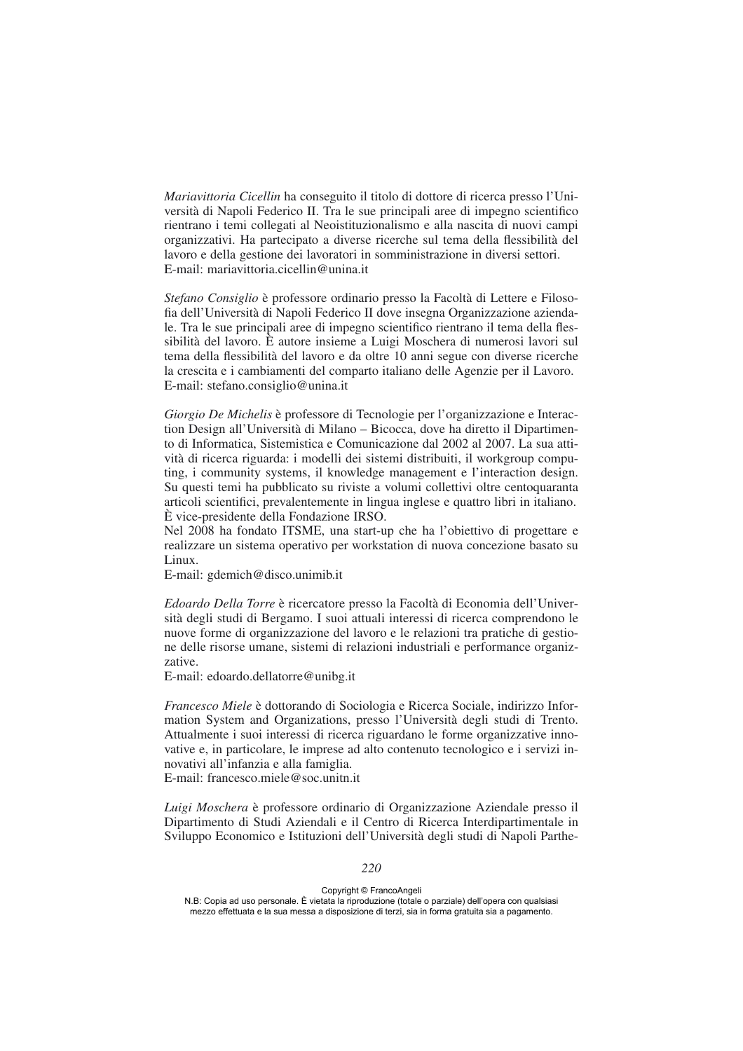*Mariavittoria Cicellin* ha conseguito il titolo di dottore di ricerca presso l'Università di Napoli Federico II. Tra le sue principali aree di impegno scientifico rientrano i temi collegati al Neoistituzionalismo e alla nascita di nuovi campi organizzativi. Ha partecipato a diverse ricerche sul tema della flessibilità del lavoro e della gestione dei lavoratori in somministrazione in diversi settori.
E-mail: mariavittoria.cicellin@unina.it

*Stefano Consiglio* è professore ordinario presso la Facoltà di Lettere e Filosofia dell'Università di Napoli Federico II dove insegna Organizzazione aziendale. Tra le sue principali aree di impegno scientifico rientrano il tema della flessibilità del lavoro. È autore insieme a Luigi Moschera di numerosi lavori sul tema della flessibilità del lavoro e da oltre 10 anni segue con diverse ricerche la crescita e i cambiamenti del comparto italiano delle Agenzie per il Lavoro.
E-mail: stefano.consiglio@unina.it

*Giorgio De Michelis* è professore di Tecnologie per l'organizzazione e Interaction Design all'Università di Milano – Bicocca, dove ha diretto il Dipartimento di Informatica, Sistemistica e Comunicazione dal 2002 al 2007. La sua attività di ricerca riguarda: i modelli dei sistemi distribuiti, il workgroup computing, i community systems, il knowledge management e l'interaction design. Su questi temi ha pubblicato su riviste a volumi collettivi oltre centoquaranta articoli scientifici, prevalentemente in lingua inglese e quattro libri in italiano. È vice-presidente della Fondazione IRSO.
Nel 2008 ha fondato ITSME, una start-up che ha l'obiettivo di progettare e realizzare un sistema operativo per workstation di nuova concezione basato su Linux.
E-mail: gdemich@disco.unimib.it

*Edoardo Della Torre* è ricercatore presso la Facoltà di Economia dell'Università degli studi di Bergamo. I suoi attuali interessi di ricerca comprendono le nuove forme di organizzazione del lavoro e le relazioni tra pratiche di gestione delle risorse umane, sistemi di relazioni industriali e performance organizzative.
E-mail: edoardo.dellatorre@unibg.it

*Francesco Miele* è dottorando di Sociologia e Ricerca Sociale, indirizzo Information System and Organizations, presso l'Università degli studi di Trento. Attualmente i suoi interessi di ricerca riguardano le forme organizzative innovative e, in particolare, le imprese ad alto contenuto tecnologico e i servizi innovativi all'infanzia e alla famiglia.
E-mail: francesco.miele@soc.unitn.it

*Luigi Moschera* è professore ordinario di Organizzazione Aziendale presso il Dipartimento di Studi Aziendali e il Centro di Ricerca Interdipartimentale in Sviluppo Economico e Istituzioni dell'Università degli studi di Napoli Parthe-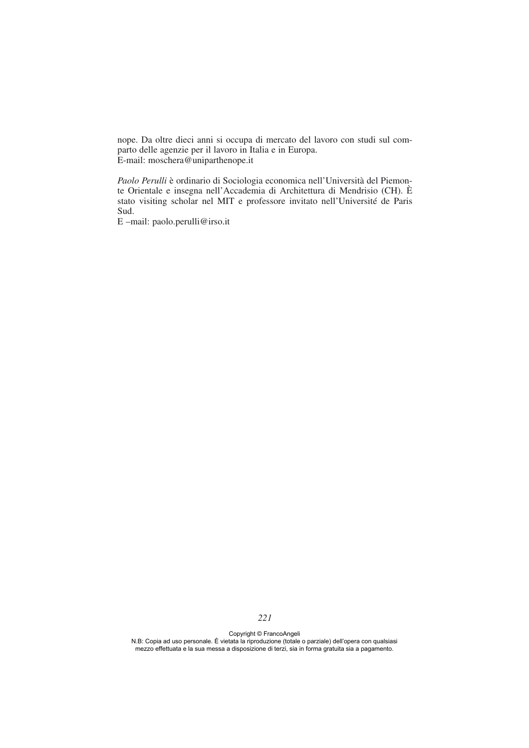nope. Da oltre dieci anni si occupa di mercato del lavoro con studi sul comparto delle agenzie per il lavoro in Italia e in Europa.
E-mail: moschera@uniparthenope.it

*Paolo Perulli* è ordinario di Sociologia economica nell'Università del Piemonte Orientale e insegna nell'Accademia di Architettura di Mendrisio (CH). È stato visiting scholar nel MIT e professore invitato nell'Université de Paris Sud.
E –mail: paolo.perulli@irso.it